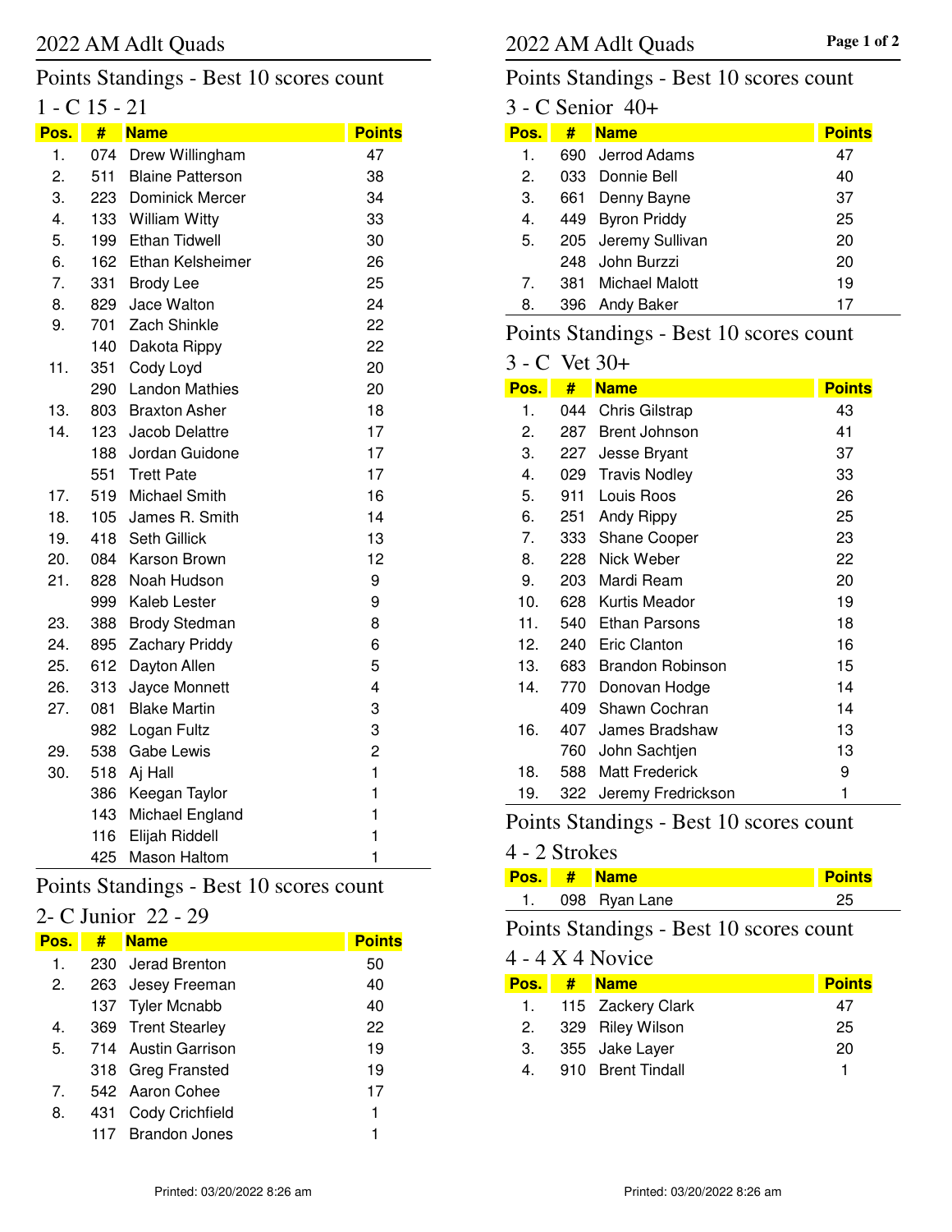# 2022 AM Adlt Quads

## Points Standings - Best 10 scores count

### 1 - C 15 - 21

| Pos. | # | Name | Points |
|---|---|---|---|
| 1. | 074 | Drew Willingham | 47 |
| 2. | 511 | Blaine Patterson | 38 |
| 3. | 223 | Dominick Mercer | 34 |
| 4. | 133 | William Witty | 33 |
| 5. | 199 | Ethan Tidwell | 30 |
| 6. | 162 | Ethan Kelsheimer | 26 |
| 7. | 331 | Brody Lee | 25 |
| 8. | 829 | Jace Walton | 24 |
| 9. | 701 | Zach Shinkle | 22 |
| | 140 | Dakota Rippy | 22 |
| 11. | 351 | Cody Loyd | 20 |
| | 290 | Landon Mathies | 20 |
| 13. | 803 | Braxton Asher | 18 |
| 14. | 123 | Jacob Delattre | 17 |
| | 188 | Jordan Guidone | 17 |
| | 551 | Trett Pate | 17 |
| 17. | 519 | Michael Smith | 16 |
| 18. | 105 | James R. Smith | 14 |
| 19. | 418 | Seth Gillick | 13 |
| 20. | 084 | Karson Brown | 12 |
| 21. | 828 | Noah Hudson | 9 |
| | 999 | Kaleb Lester | 9 |
| 23. | 388 | Brody Stedman | 8 |
| 24. | 895 | Zachary Priddy | 6 |
| 25. | 612 | Dayton Allen | 5 |
| 26. | 313 | Jayce Monnett | 4 |
| 27. | 081 | Blake Martin | 3 |
| | 982 | Logan Fultz | 3 |
| 29. | 538 | Gabe Lewis | 2 |
| 30. | 518 | Aj Hall | 1 |
| | 386 | Keegan Taylor | 1 |
| | 143 | Michael England | 1 |
| | 116 | Elijah Riddell | 1 |
| | 425 | Mason Haltom | 1 |

## Points Standings - Best 10 scores count

### 2- C Junior 22 - 29

| Pos. | # | Name | Points |
|---|---|---|---|
| 1. | 230 | Jerad Brenton | 50 |
| 2. | 263 | Jesey Freeman | 40 |
| | 137 | Tyler Mcnabb | 40 |
| 4. | 369 | Trent Stearley | 22 |
| 5. | 714 | Austin Garrison | 19 |
| | 318 | Greg Fransted | 19 |
| 7. | 542 | Aaron Cohee | 17 |
| 8. | 431 | Cody Crichfield | 1 |
| | 117 | Brandon Jones | 1 |

## Points Standings - Best 10 scores count

### 3 - C Senior 40+

| Pos. | # | Name | Points |
|---|---|---|---|
| 1. | 690 | Jerrod Adams | 47 |
| 2. | 033 | Donnie Bell | 40 |
| 3. | 661 | Denny Bayne | 37 |
| 4. | 449 | Byron Priddy | 25 |
| 5. | 205 | Jeremy Sullivan | 20 |
| | 248 | John Burzzi | 20 |
| 7. | 381 | Michael Malott | 19 |
| 8. | 396 | Andy Baker | 17 |

## Points Standings - Best 10 scores count

### 3 - C Vet 30+

| Pos. | # | Name | Points |
|---|---|---|---|
| 1. | 044 | Chris Gilstrap | 43 |
| 2. | 287 | Brent Johnson | 41 |
| 3. | 227 | Jesse Bryant | 37 |
| 4. | 029 | Travis Nodley | 33 |
| 5. | 911 | Louis Roos | 26 |
| 6. | 251 | Andy Rippy | 25 |
| 7. | 333 | Shane Cooper | 23 |
| 8. | 228 | Nick Weber | 22 |
| 9. | 203 | Mardi Ream | 20 |
| 10. | 628 | Kurtis Meador | 19 |
| 11. | 540 | Ethan Parsons | 18 |
| 12. | 240 | Eric Clanton | 16 |
| 13. | 683 | Brandon Robinson | 15 |
| 14. | 770 | Donovan Hodge | 14 |
| | 409 | Shawn Cochran | 14 |
| 16. | 407 | James Bradshaw | 13 |
| | 760 | John Sachtjen | 13 |
| 18. | 588 | Matt Frederick | 9 |
| 19. | 322 | Jeremy Fredrickson | 1 |

## Points Standings - Best 10 scores count

### 4 - 2 Strokes

| Pos. | # | Name | Points |
|---|---|---|---|
| 1. | 098 | Ryan Lane | 25 |

## Points Standings - Best 10 scores count

### 4 - 4 X 4 Novice

| Pos. | # | Name | Points |
|---|---|---|---|
| 1. | 115 | Zackery Clark | 47 |
| 2. | 329 | Riley Wilson | 25 |
| 3. | 355 | Jake Layer | 20 |
| 4. | 910 | Brent Tindall | 1 |

Printed: 03/20/2022 8:26 am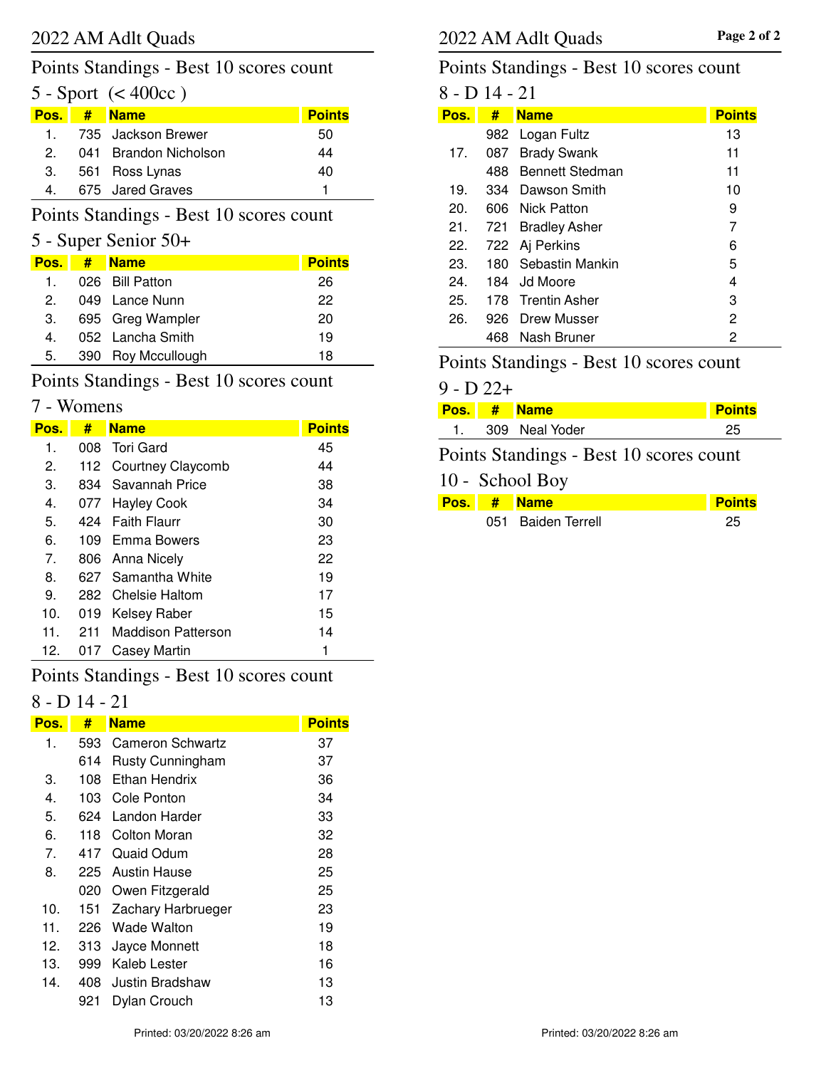# 2022 AM Adlt Quads

## Points Standings - Best 10 scores count

### 5 - Sport (< 400cc )

| Pos. | # | Name | Points |
|---|---|---|---|
| 1. | 735 | Jackson Brewer | 50 |
| 2. | 041 | Brandon Nicholson | 44 |
| 3. | 561 | Ross Lynas | 40 |
| 4. | 675 | Jared Graves | 1 |

## Points Standings - Best 10 scores count

### 5 - Super Senior 50+

| Pos. | # | Name | Points |
|---|---|---|---|
| 1. | 026 | Bill Patton | 26 |
| 2. | 049 | Lance Nunn | 22 |
| 3. | 695 | Greg Wampler | 20 |
| 4. | 052 | Lancha Smith | 19 |
| 5. | 390 | Roy Mccullough | 18 |

## Points Standings - Best 10 scores count

### 7 - Womens

| Pos. | # | Name | Points |
|---|---|---|---|
| 1. | 008 | Tori Gard | 45 |
| 2. | 112 | Courtney Claycomb | 44 |
| 3. | 834 | Savannah Price | 38 |
| 4. | 077 | Hayley Cook | 34 |
| 5. | 424 | Faith Flaurr | 30 |
| 6. | 109 | Emma Bowers | 23 |
| 7. | 806 | Anna Nicely | 22 |
| 8. | 627 | Samantha White | 19 |
| 9. | 282 | Chelsie Haltom | 17 |
| 10. | 019 | Kelsey Raber | 15 |
| 11. | 211 | Maddison Patterson | 14 |
| 12. | 017 | Casey Martin | 1 |

## Points Standings - Best 10 scores count

### 8 - D 14 - 21

| Pos. | # | Name | Points |
|---|---|---|---|
| 1. | 593 | Cameron Schwartz | 37 |
| | 614 | Rusty Cunningham | 37 |
| 3. | 108 | Ethan Hendrix | 36 |
| 4. | 103 | Cole Ponton | 34 |
| 5. | 624 | Landon Harder | 33 |
| 6. | 118 | Colton Moran | 32 |
| 7. | 417 | Quaid Odum | 28 |
| 8. | 225 | Austin Hause | 25 |
| | 020 | Owen Fitzgerald | 25 |
| 10. | 151 | Zachary Harbrueger | 23 |
| 11. | 226 | Wade Walton | 19 |
| 12. | 313 | Jayce Monnett | 18 |
| 13. | 999 | Kaleb Lester | 16 |
| 14. | 408 | Justin Bradshaw | 13 |
| | 921 | Dylan Crouch | 13 |
| | 982 | Logan Fultz | 13 |
| 17. | 087 | Brady Swank | 11 |
| | 488 | Bennett Stedman | 11 |
| 19. | 334 | Dawson Smith | 10 |
| 20. | 606 | Nick Patton | 9 |
| 21. | 721 | Bradley Asher | 7 |
| 22. | 722 | Aj Perkins | 6 |
| 23. | 180 | Sebastin Mankin | 5 |
| 24. | 184 | Jd Moore | 4 |
| 25. | 178 | Trentin Asher | 3 |
| 26. | 926 | Drew Musser | 2 |
| | 468 | Nash Bruner | 2 |

## Points Standings - Best 10 scores count

### 9 - D 22+

| Pos. | # | Name | Points |
|---|---|---|---|
| 1. | 309 | Neal Yoder | 25 |

## Points Standings - Best 10 scores count

### 10 - School Boy

| Pos. | # | Name | Points |
|---|---|---|---|
| | 051 | Baiden Terrell | 25 |

Printed: 03/20/2022 8:26 am